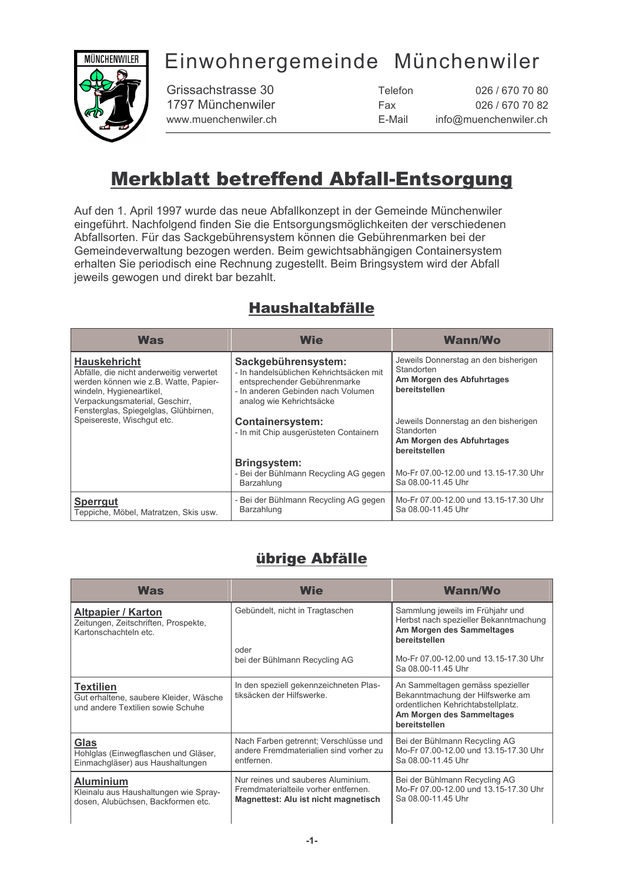# Einwohnergemeinde Münchenwiler

Grissachstrasse 30
1797 Münchenwiler
www.muenchenwiler.ch

Telefon 026 / 670 70 80
Fax 026 / 670 70 82
E-Mail info@muenchenwiler.ch

# Merkblatt betreffend Abfall-Entsorgung

Auf den 1. April 1997 wurde das neue Abfallkonzept in der Gemeinde Münchenwiler eingeführt. Nachfolgend finden Sie die Entsorgungsmöglichkeiten der verschiedenen Abfallsorten. Für das Sackgebührensystem können die Gebührenmarken bei der Gemeindeverwaltung bezogen werden. Beim gewichtsabhängigen Containersystem erhalten Sie periodisch eine Rechnung zugestellt. Beim Bringsystem wird der Abfall jeweils gewogen und direkt bar bezahlt.

## Haushaltabfälle

| Was | Wie | Wann/Wo |
|---|---|---|
| **Hauskehricht**<br>Abfälle, die nicht anderweitig verwertet werden können wie z.B. Watte, Papierwindeln, Hygieneartikel, Verpackungsmaterial, Geschirr, Fensterglas, Spiegelglas, Glühbirnen, Speisereste, Wischgut etc. | **Sackgebührensystem:**<br>- In handelsüblichen Kehrichtsäcken mit entsprechender Gebührenmarke<br>- In anderen Gebinden nach Volumen analog wie Kehrichtsäcke | Jeweils Donnerstag an den bisherigen Standorten<br>**Am Morgen des Abfuhrtages bereitstellen** |
| | **Containersystem:**<br>- In mit Chip ausgerüsteten Containern | Jeweils Donnerstag an den bisherigen Standorten<br>**Am Morgen des Abfuhrtages bereitstellen** |
| | **Bringsystem:**<br>- Bei der Bühlmann Recycling AG gegen Barzahlung | Mo-Fr 07.00-12.00 und 13.15-17.30 Uhr<br>Sa 08.00-11.45 Uhr |
| **Sperrgut**<br>Teppiche, Möbel, Matratzen, Skis usw. | - Bei der Bühlmann Recycling AG gegen Barzahlung | Mo-Fr 07.00-12.00 und 13.15-17.30 Uhr<br>Sa 08.00-11.45 Uhr |

## übrige Abfälle

| Was | Wie | Wann/Wo |
|---|---|---|
| **Altpapier / Karton**<br>Zeitungen, Zeitschriften, Prospekte, Kartonschachteln etc. | Gebündelt, nicht in Tragtaschen | Sammlung jeweils im Frühjahr und Herbst nach spezieller Bekanntmachung<br>**Am Morgen des Sammeltages bereitstellen** |
| | oder<br>bei der Bühlmann Recycling AG | Mo-Fr 07.00-12.00 und 13.15-17.30 Uhr<br>Sa 08.00-11.45 Uhr |
| **Textilien**<br>Gut erhaltene, saubere Kleider, Wäsche und andere Textilien sowie Schuhe | In den speziell gekennzeichneten Plastiksäcken der Hilfswerke. | An Sammeltagen gemäss spezieller Bekanntmachung der Hilfswerke am ordentlichen Kehrichtabstellplatz.<br>**Am Morgen des Sammeltages bereitstellen** |
| **Glas**<br>Hohlglas (Einwegflaschen und Gläser, Einmachgläser) aus Haushaltungen | Nach Farben getrennt; Verschlüsse und andere Fremdmaterialien sind vorher zu entfernen. | Bei der Bühlmann Recycling AG<br>Mo-Fr 07.00-12.00 und 13.15-17.30 Uhr<br>Sa 08.00-11.45 Uhr |
| **Aluminium**<br>Kleinalu aus Haushaltungen wie Spraydosen, Alubüchsen, Backformen etc. | Nur reines und sauberes Aluminium. Fremdmaterialteile vorher entfernen.<br>**Magnettest: Alu ist nicht magnetisch** | Bei der Bühlmann Recycling AG<br>Mo-Fr 07.00-12.00 und 13.15-17.30 Uhr<br>Sa 08.00-11.45 Uhr |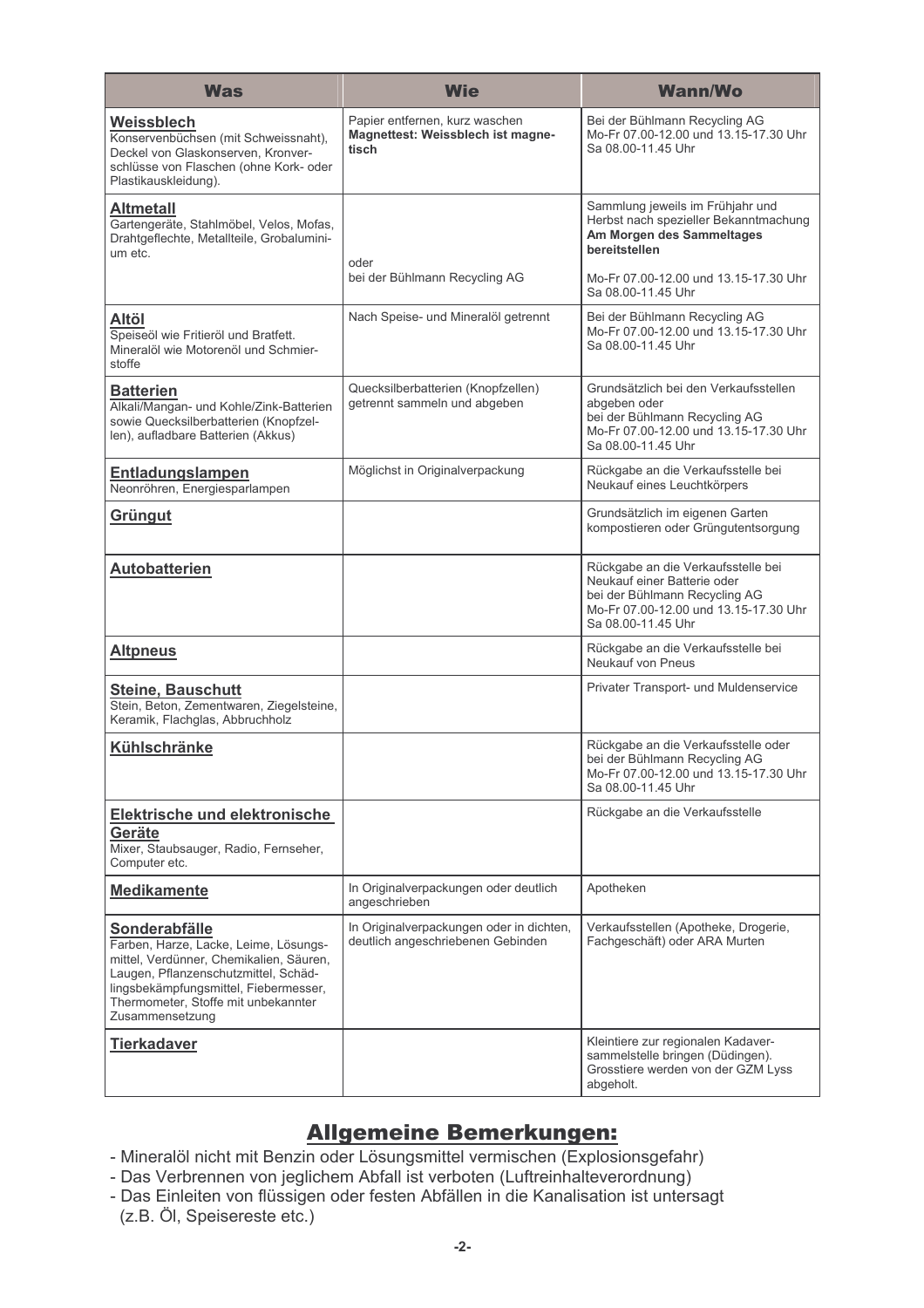| Was | Wie | Wann/Wo |
|---|---|---|
| **Weissblech**<br>Konservenbüchsen (mit Schweissnaht), Deckel von Glaskonserven, Kronverschlüsse von Flaschen (ohne Kork- oder Plastikauskleidung). | Papier entfernen, kurz waschen<br>**Magnettest: Weissblech ist magnetisch** | Bei der Bühlmann Recycling AG<br>Mo-Fr 07.00-12.00 und 13.15-17.30 Uhr<br>Sa 08.00-11.45 Uhr |
| **Altmetall**<br>Gartengeräte, Stahlmöbel, Velos, Mofas, Drahtgeflechte, Metallteile, Grobaluminium etc. | oder<br>bei der Bühlmann Recycling AG | Sammlung jeweils im Frühjahr und Herbst nach spezieller Bekanntmachung<br>**Am Morgen des Sammeltages bereitstellen**<br>Mo-Fr 07.00-12.00 und 13.15-17.30 Uhr<br>Sa 08.00-11.45 Uhr |
| **Altöl**<br>Speiseöl wie Fritieröl und Bratfett. Mineralöl wie Motorenöl und Schmierstoffe | Nach Speise- und Mineralöl getrennt | Bei der Bühlmann Recycling AG<br>Mo-Fr 07.00-12.00 und 13.15-17.30 Uhr<br>Sa 08.00-11.45 Uhr |
| **Batterien**<br>Alkali/Mangan- und Kohle/Zink-Batterien sowie Quecksilberbatterien (Knopfzellen), aufladbare Batterien (Akkus) | Quecksilberbatterien (Knopfzellen) getrennt sammeln und abgeben | Grundsätzlich bei den Verkaufsstellen abgeben oder<br>bei der Bühlmann Recycling AG<br>Mo-Fr 07.00-12.00 und 13.15-17.30 Uhr<br>Sa 08.00-11.45 Uhr |
| **Entladungslampen**<br>Neonröhren, Energiesparlampen | Möglichst in Originalverpackung | Rückgabe an die Verkaufsstelle bei Neukauf eines Leuchtkörpers |
| **Grüngut** | | Grundsätzlich im eigenen Garten kompostieren oder Grüngutentsorgung |
| **Autobatterien** | | Rückgabe an die Verkaufsstelle bei Neukauf einer Batterie oder<br>bei der Bühlmann Recycling AG<br>Mo-Fr 07.00-12.00 und 13.15-17.30 Uhr<br>Sa 08.00-11.45 Uhr |
| **Altpneus** | | Rückgabe an die Verkaufsstelle bei Neukauf von Pneus |
| **Steine, Bauschutt**<br>Stein, Beton, Zementwaren, Ziegelsteine, Keramik, Flachglas, Abbruchholz | | Privater Transport- und Muldenservice |
| **Kühlschränke** | | Rückgabe an die Verkaufsstelle oder<br>bei der Bühlmann Recycling AG<br>Mo-Fr 07.00-12.00 und 13.15-17.30 Uhr<br>Sa 08.00-11.45 Uhr |
| **Elektrische und elektronische Geräte**<br>Mixer, Staubsauger, Radio, Fernseher, Computer etc. | | Rückgabe an die Verkaufsstelle |
| **Medikamente** | In Originalverpackungen oder deutlich angeschrieben | Apotheken |
| **Sonderabfälle**<br>Farben, Harze, Lacke, Leime, Lösungsmittel, Verdünner, Chemikalien, Säuren, Laugen, Pflanzenschutzmittel, Schädlingsbekämpfungsmittel, Fiebermesser, Thermometer, Stoffe mit unbekannter Zusammensetzung | In Originalverpackungen oder in dichten, deutlich angeschriebenen Gebinden | Verkaufsstellen (Apotheke, Drogerie, Fachgeschäft) oder ARA Murten |
| **Tierkadaver** | | Kleintiere zur regionalen Kadaversammelstelle bringen (Düdingen).<br>Grosstiere werden von der GZM Lyss abgeholt. |

## Allgemeine Bemerkungen:

- Mineralöl nicht mit Benzin oder Lösungsmittel vermischen (Explosionsgefahr)
- Das Verbrennen von jeglichem Abfall ist verboten (Luftreinhalteverordnung)
- Das Einleiten von flüssigen oder festen Abfällen in die Kanalisation ist untersagt (z.B. Öl, Speisereste etc.)